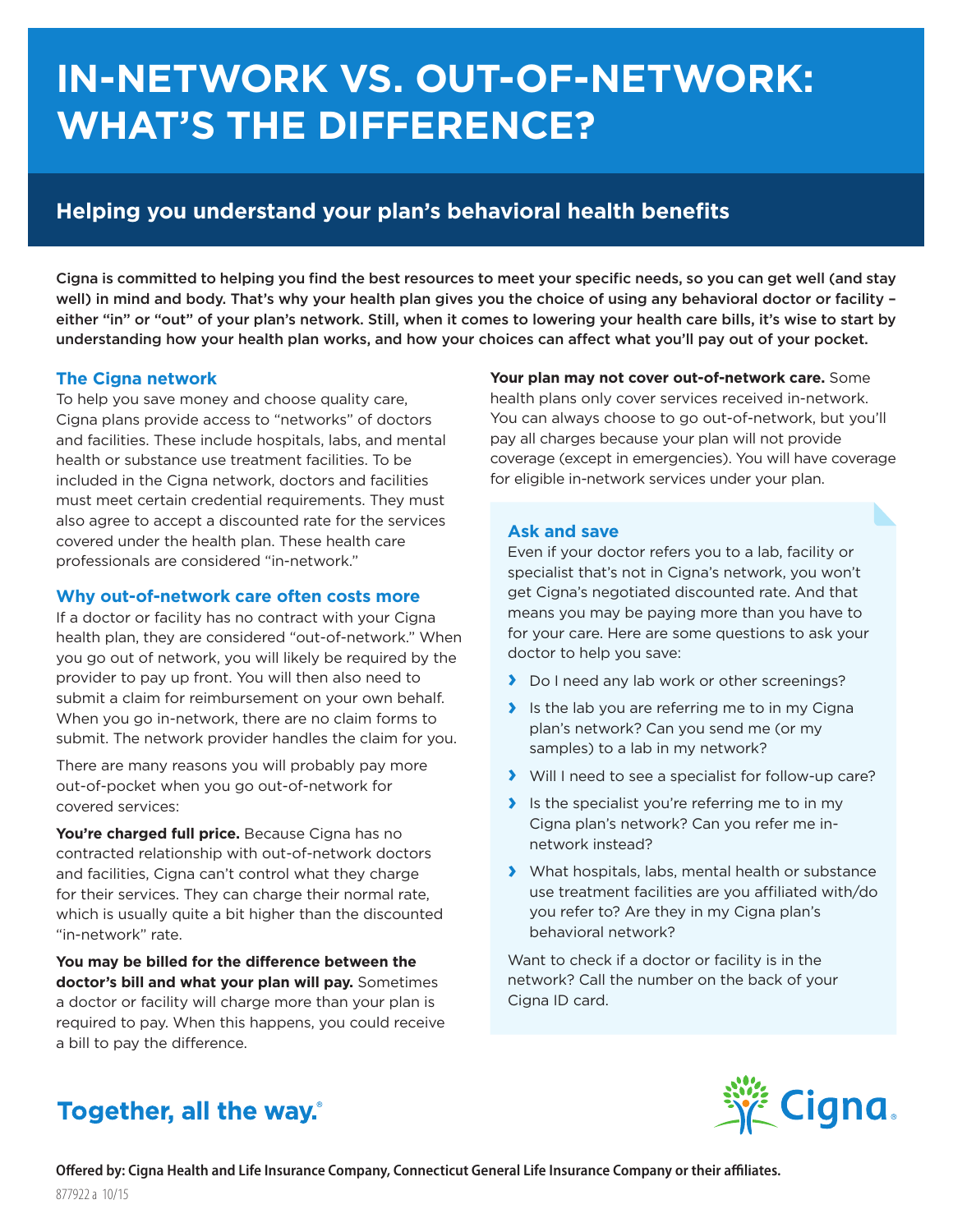# IN-NETWORK VS. OUT-OF-NETWORK: WHAT'S THE DIFFERENCE?

## Helping you understand your plan's behavioral health benefits

**Cigna is committed to helping you find the best resources to meet your specific needs, so you can get well (and stay well) in mind and body. That's why your health plan gives you the choice of using any behavioral doctor or facility – either "in" or "out" of your plan's network. Still, when it comes to lowering your health care bills, it's wise to start by understanding how your health plan works, and how your choices can affect what you'll pay out of your pocket.**

### The Cigna network

To help you save money and choose quality care, Cigna plans provide access to "networks" of doctors and facilities. These include hospitals, labs, and mental health or substance use treatment facilities. To be included in the Cigna network, doctors and facilities must meet certain credential requirements. They must also agree to accept a discounted rate for the services covered under the health plan. These health care professionals are considered "in-network."

### Why out-of-network care often costs more

If a doctor or facility has no contract with your Cigna health plan, they are considered "out-of-network." When you go out of network, you will likely be required by the provider to pay up front. You will then also need to submit a claim for reimbursement on your own behalf. When you go in-network, there are no claim forms to submit. The network provider handles the claim for you.

There are many reasons you will probably pay more out-of-pocket when you go out-of-network for covered services:

**You're charged full price.** Because Cigna has no contracted relationship with out-of-network doctors and facilities, Cigna can't control what they charge for their services. They can charge their normal rate, which is usually quite a bit higher than the discounted "in-network" rate.

**You may be billed for the difference between the doctor's bill and what your plan will pay.** Sometimes a doctor or facility will charge more than your plan is required to pay. When this happens, you could receive a bill to pay the difference.

**Your plan may not cover out-of-network care.** Some health plans only cover services received in-network. You can always choose to go out-of-network, but you'll pay all charges because your plan will not provide coverage (except in emergencies). You will have coverage for eligible in-network services under your plan.

### Ask and save

Even if your doctor refers you to a lab, facility or specialist that's not in Cigna's network, you won't get Cigna's negotiated discounted rate. And that means you may be paying more than you have to for your care. Here are some questions to ask your doctor to help you save:

- Do I need any lab work or other screenings?
- Is the lab you are referring me to in my Cigna plan's network? Can you send me (or my samples) to a lab in my network?
- Will I need to see a specialist for follow-up care?
- Is the specialist you're referring me to in my Cigna plan's network? Can you refer me in-network instead?
- What hospitals, labs, mental health or substance use treatment facilities are you affiliated with/do you refer to? Are they in my Cigna plan's behavioral network?

Want to check if a doctor or facility is in the network? Call the number on the back of your Cigna ID card.

**Together, all the way.®**

Cigna.

**Offered by: Cigna Health and Life Insurance Company, Connecticut General Life Insurance Company or their affiliates.**

877922 a 10/15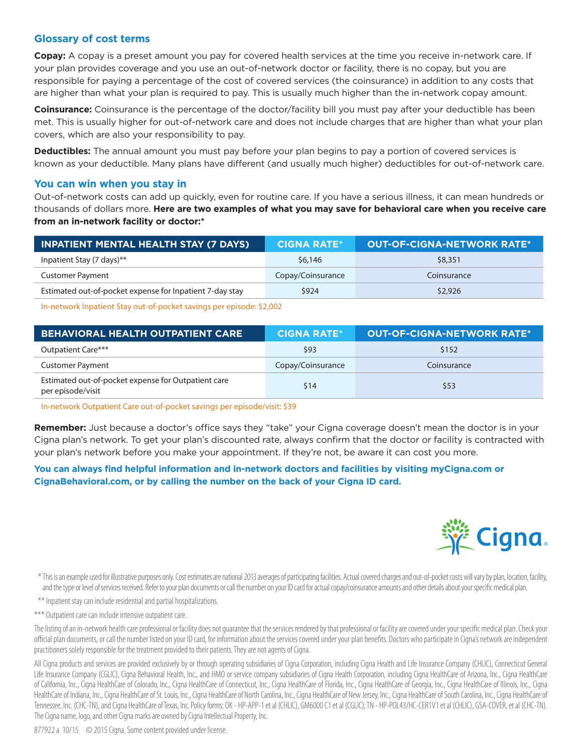## Glossary of cost terms

**Copay:** A copay is a preset amount you pay for covered health services at the time you receive in-network care. If your plan provides coverage and you use an out-of-network doctor or facility, there is no copay, but you are responsible for paying a percentage of the cost of covered services (the coinsurance) in addition to any costs that are higher than what your plan is required to pay. This is usually much higher than the in-network copay amount.

**Coinsurance:** Coinsurance is the percentage of the doctor/facility bill you must pay after your deductible has been met. This is usually higher for out-of-network care and does not include charges that are higher than what your plan covers, which are also your responsibility to pay.

**Deductibles:** The annual amount you must pay before your plan begins to pay a portion of covered services is known as your deductible. Many plans have different (and usually much higher) deductibles for out-of-network care.

## You can win when you stay in

Out-of-network costs can add up quickly, even for routine care. If you have a serious illness, it can mean hundreds or thousands of dollars more. **Here are two examples of what you may save for behavioral care when you receive care from an in-network facility or doctor:***

| INPATIENT MENTAL HEALTH STAY (7 DAYS) | CIGNA RATE* | OUT-OF-CIGNA-NETWORK RATE* |
|---|---|---|
| Inpatient Stay (7 days)** | $6,146 | $8,351 |
| Customer Payment | Copay/Coinsurance | Coinsurance |
| Estimated out-of-pocket expense for Inpatient 7-day stay | $924 | $2,926 |

In-network Inpatient Stay out-of-pocket savings per episode: $2,002

| BEHAVIORAL HEALTH OUTPATIENT CARE | CIGNA RATE* | OUT-OF-CIGNA-NETWORK RATE* |
|---|---|---|
| Outpatient Care*** | $93 | $152 |
| Customer Payment | Copay/Coinsurance | Coinsurance |
| Estimated out-of-pocket expense for Outpatient care per episode/visit | $14 | $53 |

In-network Outpatient Care out-of-pocket savings per episode/visit: $39

**Remember:** Just because a doctor's office says they "take" your Cigna coverage doesn't mean the doctor is in your Cigna plan's network. To get your plan's discounted rate, always confirm that the doctor or facility is contracted with your plan's network before you make your appointment. If they're not, be aware it can cost you more.

**You can always find helpful information and in-network doctors and facilities by visiting myCigna.com or CignaBehavioral.com, or by calling the number on the back of your Cigna ID card.**

Cigna.

\* This is an example used for illustrative purposes only. Cost estimates are national 2013 averages of participating facilities. Actual covered charges and out-of-pocket costs will vary by plan, location, facility, and the type or level of services received. Refer to your plan documents or call the number on your ID card for actual copay/coinsurance amounts and other details about your specific medical plan.

\** Inpatient stay can include residential and partial hospitalizations.

\*** Outpatient care can include intensive outpatient care.

The listing of an in-network health care professional or facility does not guarantee that the services rendered by that professional or facility are covered under your specific medical plan. Check your official plan documents, or call the number listed on your ID card, for information about the services covered under your plan benefits. Doctors who participate in Cigna's network are independent practitioners solely responsible for the treatment provided to their patients. They are not agents of Cigna.

All Cigna products and services are provided exclusively by or through operating subsidiaries of Cigna Corporation, including Cigna Health and Life Insurance Company (CHLIC), Connecticut General Life Insurance Company (CGLIC), Cigna Behavioral Health, Inc., and HMO or service company subsidiaries of Cigna Health Corporation, including Cigna HealthCare of Arizona, Inc., Cigna HealthCare of California, Inc., Cigna HealthCare of Colorado, Inc., Cigna HealthCare of Connecticut, Inc., Cigna HealthCare of Florida, Inc., Cigna HealthCare of Georgia, Inc., Cigna HealthCare of Illinois, Inc., Cigna HealthCare of Indiana, Inc., Cigna HealthCare of St. Louis, Inc., Cigna HealthCare of North Carolina, Inc., Cigna HealthCare of New Jersey, Inc., Cigna HealthCare of South Carolina, Inc., Cigna HealthCare of Tennessee, Inc. (CHC-TN), and Cigna HealthCare of Texas, Inc. Policy forms: OK - HP-APP-1 et al (CHLIC), GM6000 C1 et al (CGLIC); TN - HP-POL43/HC-CER1V1 et al (CHLIC), GSA-COVER, et al (CHC-TN). The Cigna name, logo, and other Cigna marks are owned by Cigna Intellectual Property, Inc.

877922 a 10/15 © 2015 Cigna. Some content provided under license.